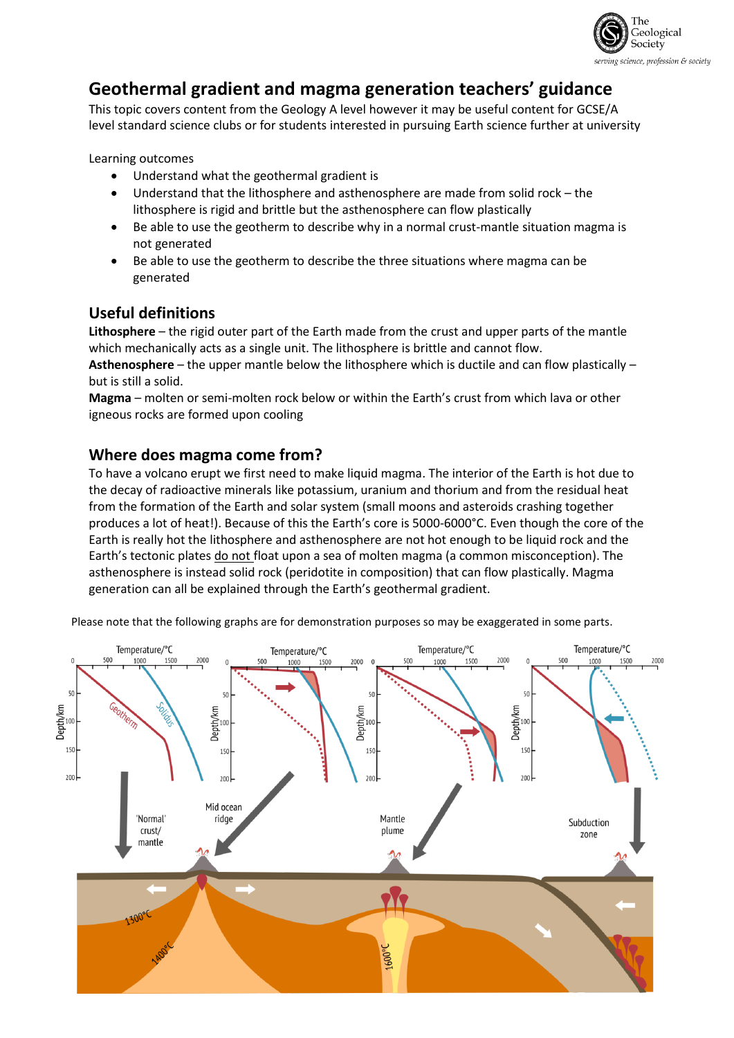# Geothermal gradient and magma generation teachers' guidance

This topic covers content from the Geology A level however it may be useful content for GCSE/A level standard science clubs or for students interested in pursuing Earth science further at university

Learning outcomes

- Understand what the geothermal gradient is
- Understand that the lithosphere and asthenosphere are made from solid rock – the lithosphere is rigid and brittle but the asthenosphere can flow plastically
- Be able to use the geotherm to describe why in a normal crust-mantle situation magma is not generated
- Be able to use the geotherm to describe the three situations where magma can be generated

## Useful definitions

**Lithosphere** – the rigid outer part of the Earth made from the crust and upper parts of the mantle which mechanically acts as a single unit. The lithosphere is brittle and cannot flow.

**Asthenosphere** – the upper mantle below the lithosphere which is ductile and can flow plastically – but is still a solid.

**Magma** – molten or semi-molten rock below or within the Earth's crust from which lava or other igneous rocks are formed upon cooling

## Where does magma come from?

To have a volcano erupt we first need to make liquid magma. The interior of the Earth is hot due to the decay of radioactive minerals like potassium, uranium and thorium and from the residual heat from the formation of the Earth and solar system (small moons and asteroids crashing together produces a lot of heat!). Because of this the Earth's core is 5000-6000°C. Even though the core of the Earth is really hot the lithosphere and asthenosphere are not hot enough to be liquid rock and the Earth's tectonic plates do not float upon a sea of molten magma (a common misconception). The asthenosphere is instead solid rock (peridotite in composition) that can flow plastically. Magma generation can all be explained through the Earth's geothermal gradient.

Please note that the following graphs are for demonstration purposes so may be exaggerated in some parts.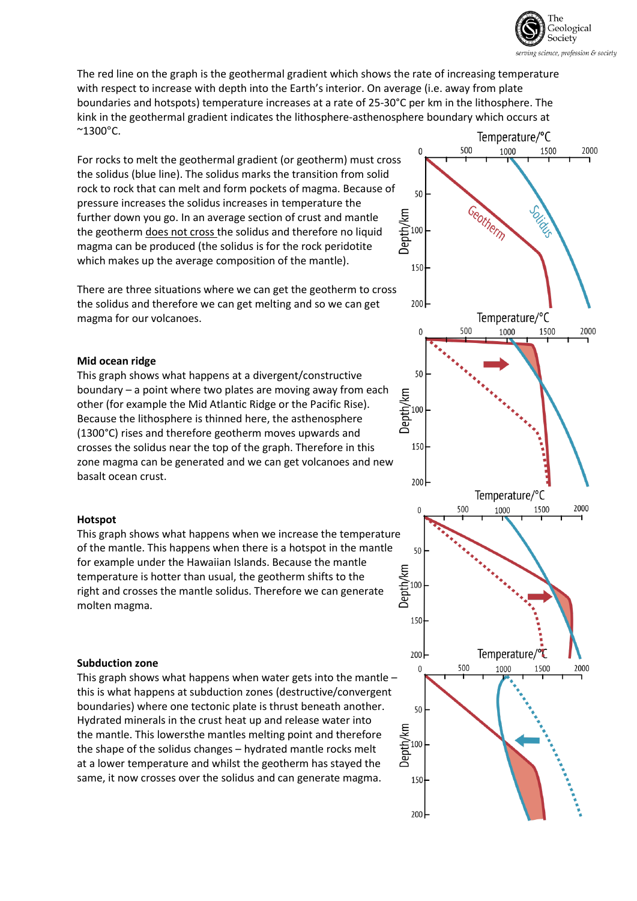The red line on the graph is the geothermal gradient which shows the rate of increasing temperature with respect to increase with depth into the Earth's interior. On average (i.e. away from plate boundaries and hotspots) temperature increases at a rate of 25-30°C per km in the lithosphere. The kink in the geothermal gradient indicates the lithosphere-asthenosphere boundary which occurs at ~1300°C.

For rocks to melt the geothermal gradient (or geotherm) must cross the solidus (blue line). The solidus marks the transition from solid rock to rock that can melt and form pockets of magma. Because of pressure increases the solidus increases in temperature the further down you go. In an average section of crust and mantle the geotherm does not cross the solidus and therefore no liquid magma can be produced (the solidus is for the rock peridotite which makes up the average composition of the mantle).

Temperature/°C
0
500
1000
1500
2000
50
100
150
200
Depth/km
Geotherm
Solidus

There are three situations where we can get the geotherm to cross the solidus and therefore we can get melting and so we can get magma for our volcanoes.

Temperature/°C
0
500
1000
1500
2000
50
100
150
200
Depth/km

**Mid ocean ridge**

This graph shows what happens at a divergent/constructive boundary – a point where two plates are moving away from each other (for example the Mid Atlantic Ridge or the Pacific Rise). Because the lithosphere is thinned here, the asthenosphere (1300°C) rises and therefore geotherm moves upwards and crosses the solidus near the top of the graph. Therefore in this zone magma can be generated and we can get volcanoes and new basalt ocean crust.

Temperature/°C
0
500
1000
1500
2000
50
100
150
200
Depth/km

**Hotspot**

This graph shows what happens when we increase the temperature of the mantle. This happens when there is a hotspot in the mantle for example under the Hawaiian Islands. Because the mantle temperature is hotter than usual, the geotherm shifts to the right and crosses the mantle solidus. Therefore we can generate molten magma.

Temperature/°C
0
500
1000
1500
2000
50
100
150
200
Depth/km

**Subduction zone**

This graph shows what happens when water gets into the mantle – this is what happens at subduction zones (destructive/convergent boundaries) where one tectonic plate is thrust beneath another. Hydrated minerals in the crust heat up and release water into the mantle. This lowersthe mantles melting point and therefore the shape of the solidus changes – hydrated mantle rocks melt at a lower temperature and whilst the geotherm has stayed the same, it now crosses over the solidus and can generate magma.